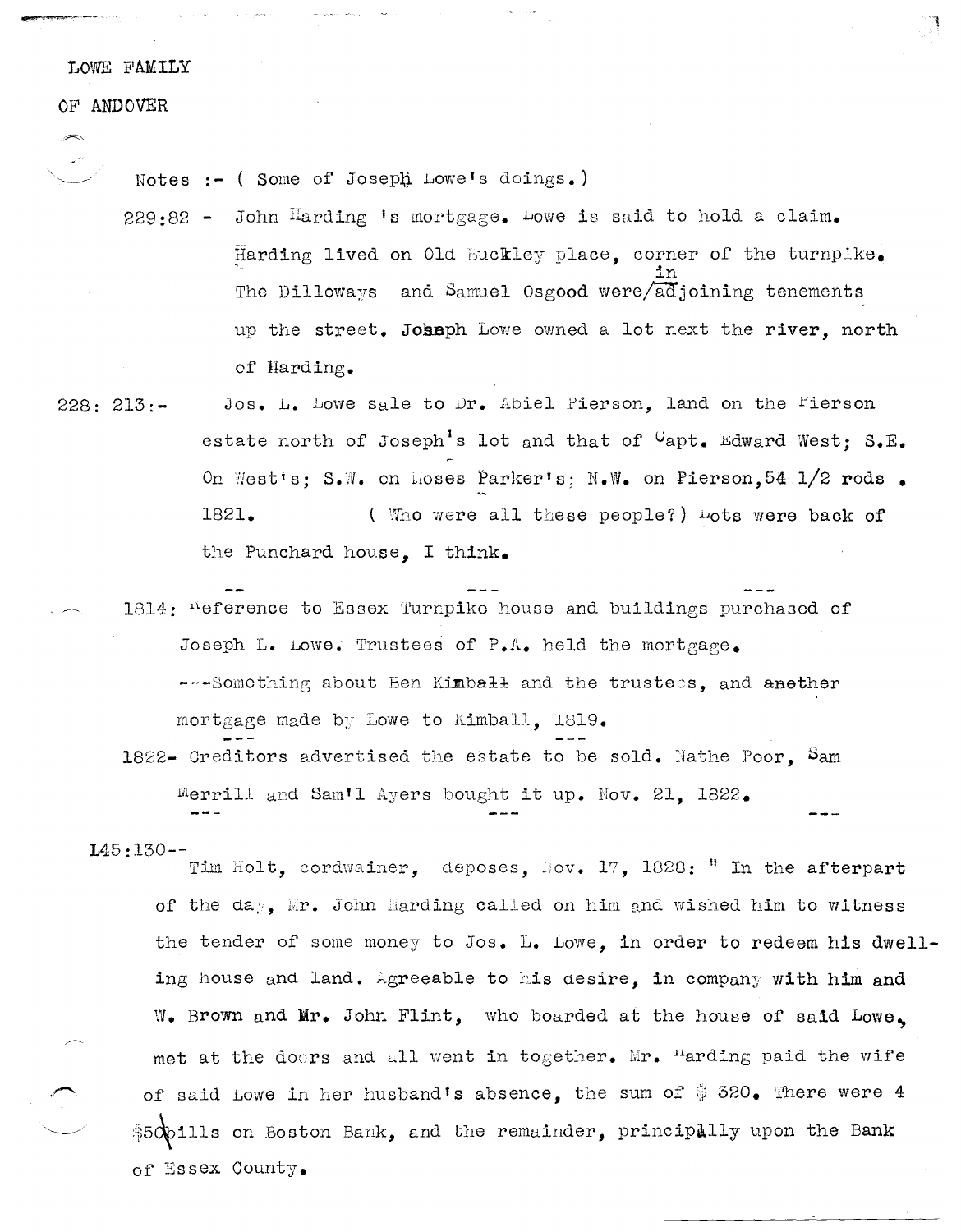LOWE FAMILY

OF ANDOVER

Notes :- ( Some of Joseph Lowe's doings.)

229:82 - John Harding 's mortgage. Lowe is said to hold a claim. Harding lived on Old Buckley place, corner of the turnpike. The Dilloways and Samuel Osgood were in adjoining tenements up the street. Joseph Lowe owned a lot next the river, north of Harding.

228: 213:- Jos. L. Lowe sale to Dr. Abiel Pierson, land on the Pierson estate north of Joseph's lot and that of Capt. Edward West; S.E. On West's; S.W. on Moses Parker's; N.W. on Pierson,54 1/2 rods . 1821. ( Who were all these people?) Lots were back of the Punchard house, I think.

1814: Reference to Essex Turnpike house and buildings purchased of Joseph L. Lowe. Trustees of P.A. held the mortgage.

---Something about Ben Kimball and the trustees, and another mortgage made by Lowe to Kimball, 1819.

1822- Creditors advertised the estate to be sold. Nathe Poor, Sam Merrill and Sam'l Ayers bought it up. Nov. 21, 1822.

145:130--

Tim Holt, cordwainer, deposes, Nov. 17, 1828: " In the afterpart of the day, Mr. John Harding called on him and wished him to witness the tender of some money to Jos. L. Lowe, in order to redeem his dwelling house and land. Agreeable to his desire, in company with him and W. Brown and Mr. John Flint, who boarded at the house of said Lowe, met at the doors and all went in together. Mr. Harding paid the wife of said Lowe in her husband's absence, the sum of $ 320. There were 4 $50 bills on Boston Bank, and the remainder, principally upon the Bank of Essex County.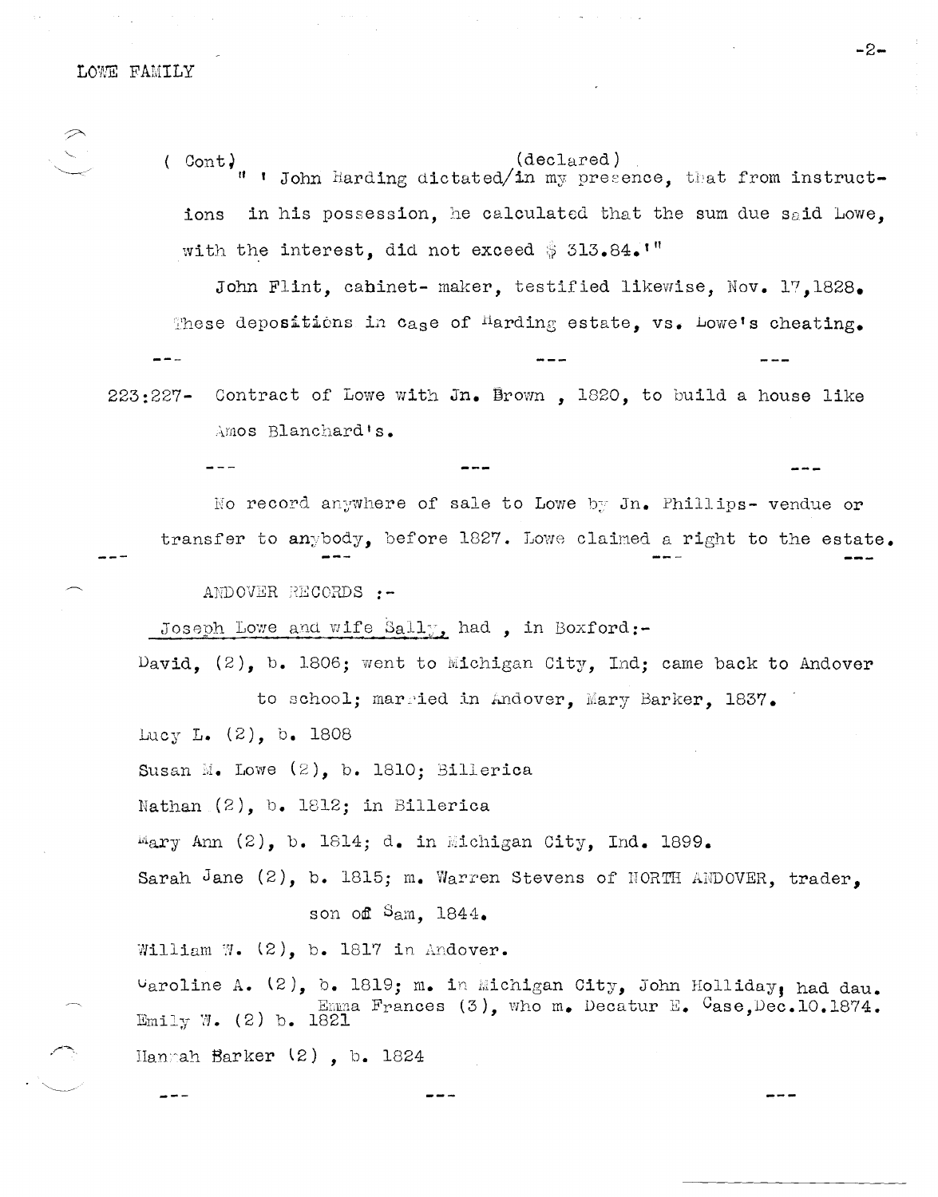( Cont) " ' John Harding dictated/(declared) in my presence, that from instructions in his possession, he calculated that the sum due said Lowe, with the interest, did not exceed $ 313.84.'"

John Flint, cabinet- maker, testified likewise, Nov. 17,1828. These depositions in case of Harding estate, vs. Lowe's cheating.

--- --- ---

223:227- Contract of Lowe with Jn. Brown , 1820, to build a house like Amos Blanchard's.

--- --- ---

No record anywhere of sale to Lowe by Jn. Phillips- vendue or transfer to anybody, before 1827. Lowe claimed a right to the estate.

--- --- --- ---

ANDOVER RECORDS :-

Joseph Lowe and wife Sally, had , in Boxford:-

David, (2), b. 1806; went to Michigan City, Ind; came back to Andover to school; married in Andover, Mary Barker, 1837.

Lucy L. (2), b. 1808

Susan M. Lowe (2), b. 1810; Billerica

Nathan (2), b. 1812; in Billerica

Mary Ann (2), b. 1814; d. in Michigan City, Ind. 1899.

Sarah Jane (2), b. 1815; m. Warren Stevens of NORTH ANDOVER, trader, son of Sam, 1844.

William W. (2), b. 1817 in Andover.

Caroline A. (2), b. 1819; m. in Michigan City, John Holliday, had dau. Emma Frances (3), who m. Decatur E. Case,Dec.10.1874.

Emily W. (2) b. 1821

Hannah Barker (2) , b. 1824

--- --- ---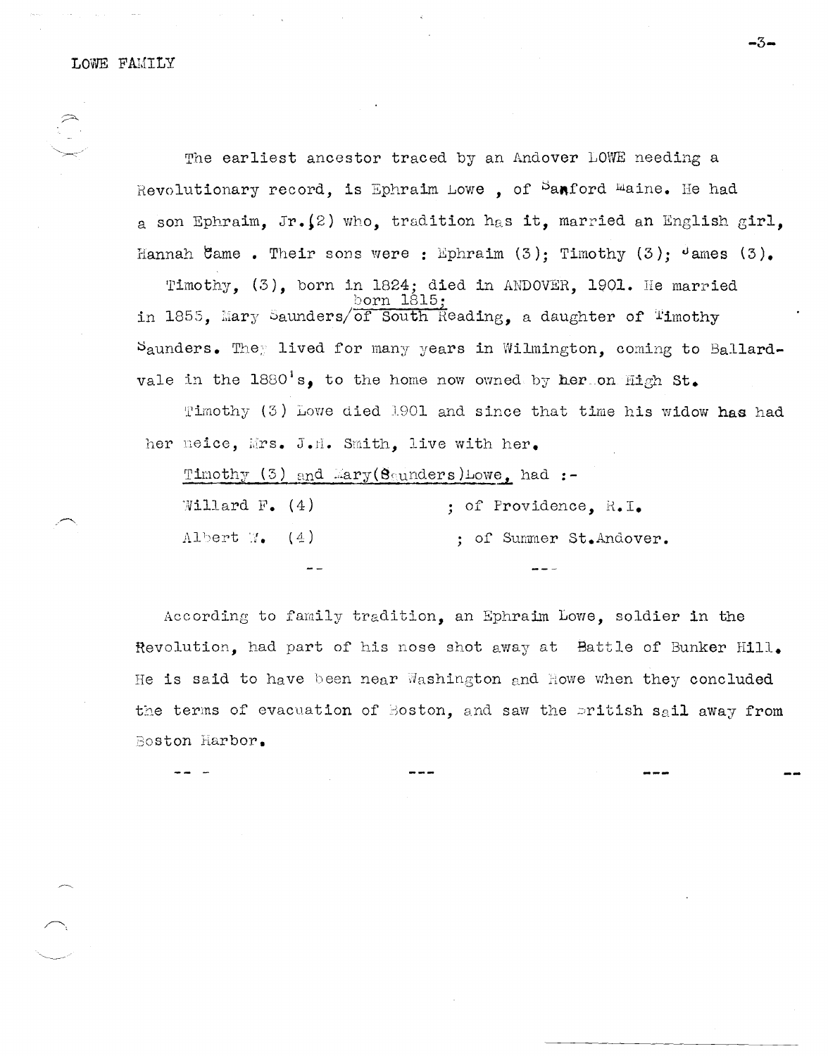The earliest ancestor traced by an Andover LOWE needing a Revolutionary record, is Ephraim Lowe , of Sanford Maine. He had a son Ephraim, Jr.(2) who, tradition has it, married an English girl, Hannah Came . Their sons were : Ephraim (3); Timothy (3); James (3).

Timothy, (3), born in 1824; died in ANDOVER, 1901. He married in 1855, Mary Saunders/born 1815; of South Reading, a daughter of Timothy Saunders. They lived for many years in Wilmington, coming to Ballardvale in the 1880's, to the home now owned by her on High St.

Timothy (3) Lowe died 1901 and since that time his widow has had her neice, Mrs. J.H. Smith, live with her.

Timothy (3) and Mary(Saunders)Lowe, had :-

Willard F. (4) ; of Providence, R.I.

Albert W. (4) ; of Summer St.Andover.

-- ---

According to family tradition, an Ephraim Lowe, soldier in the Revolution, had part of his nose shot away at Battle of Bunker Hill. He is said to have been near Washington and Howe when they concluded the terms of evacuation of Boston, and saw the British sail away from Boston Harbor.

-- - --- --- --